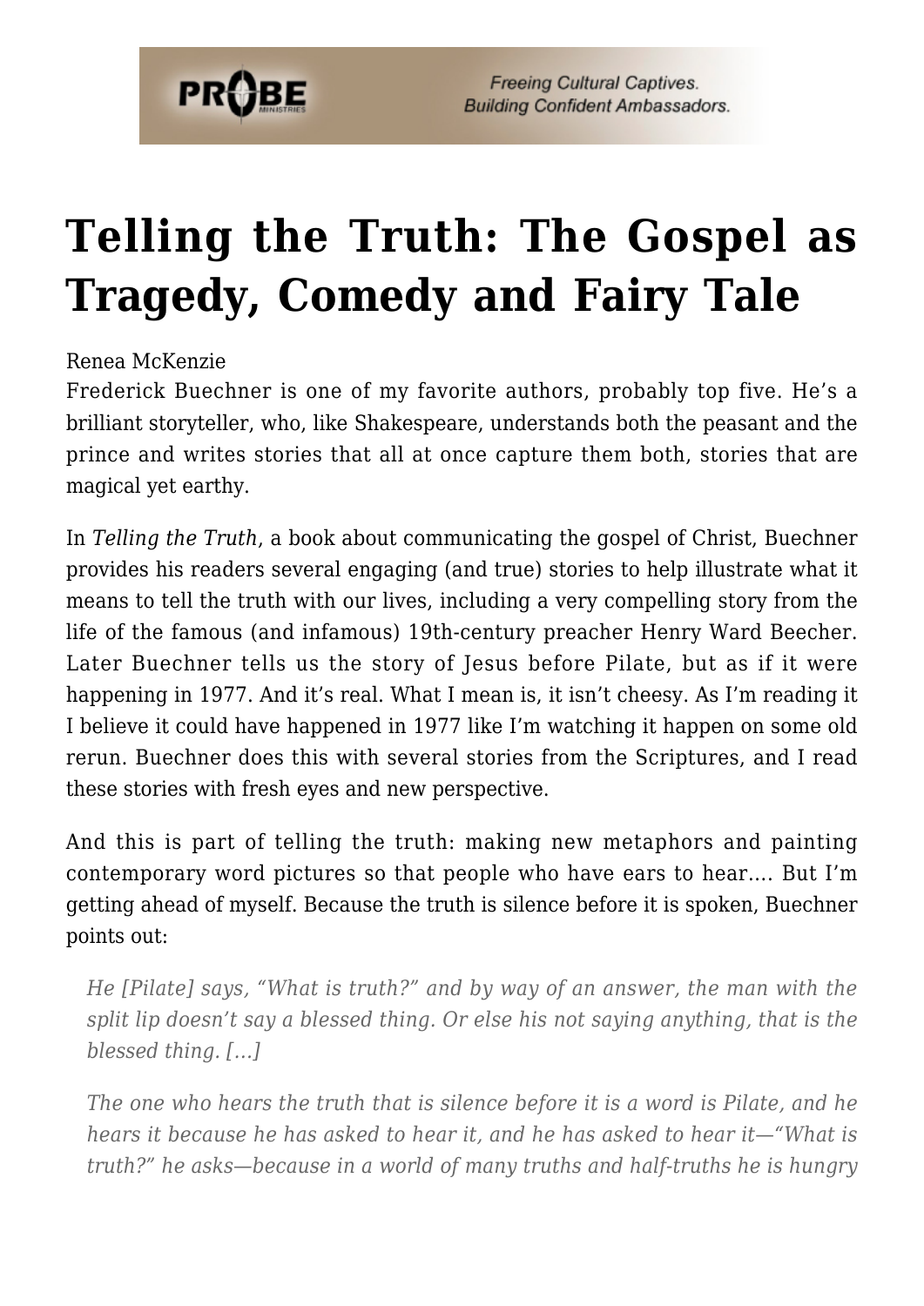# Telling the Truth: The Gospel as Tragedy, Comedy and Fairy Tale

Renea McKenzie

Frederick Buechner is one of my favorite authors, probably top five. He's a brilliant storyteller, who, like Shakespeare, understands both the peasant and the prince and writes stories that all at once capture them both, stories that are magical yet earthy.

In *Telling the Truth*, a book about communicating the gospel of Christ, Buechner provides his readers several engaging (and true) stories to help illustrate what it means to tell the truth with our lives, including a very compelling story from the life of the famous (and infamous) 19th-century preacher Henry Ward Beecher. Later Buechner tells us the story of Jesus before Pilate, but as if it were happening in 1977. And it's real. What I mean is, it isn't cheesy. As I'm reading it I believe it could have happened in 1977 like I'm watching it happen on some old rerun. Buechner does this with several stories from the Scriptures, and I read these stories with fresh eyes and new perspective.

And this is part of telling the truth: making new metaphors and painting contemporary word pictures so that people who have ears to hear…. But I'm getting ahead of myself. Because the truth is silence before it is spoken, Buechner points out:

> *He [Pilate] says, "What is truth?" and by way of an answer, the man with the split lip doesn't say a blessed thing. Or else his not saying anything, that is the blessed thing. […]*
>
> *The one who hears the truth that is silence before it is a word is Pilate, and he hears it because he has asked to hear it, and he has asked to hear it—"What is truth?" he asks—because in a world of many truths and half-truths he is hungry*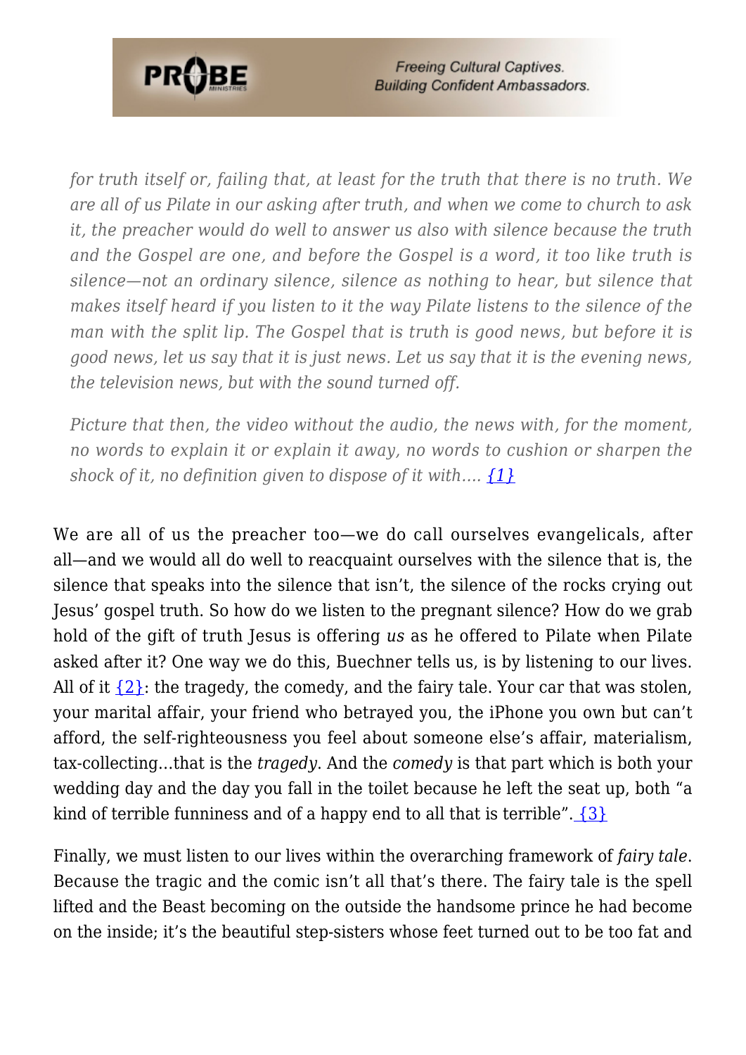> *for truth itself or, failing that, at least for the truth that there is no truth. We are all of us Pilate in our asking after truth, and when we come to church to ask it, the preacher would do well to answer us also with silence because the truth and the Gospel are one, and before the Gospel is a word, it too like truth is silence—not an ordinary silence, silence as nothing to hear, but silence that makes itself heard if you listen to it the way Pilate listens to the silence of the man with the split lip. The Gospel that is truth is good news, but before it is good news, let us say that it is just news. Let us say that it is the evening news, the television news, but with the sound turned off.*
>
> *Picture that then, the video without the audio, the news with, for the moment, no words to explain it or explain it away, no words to cushion or sharpen the shock of it, no definition given to dispose of it with….* {1}

We are all of us the preacher too—we do call ourselves evangelicals, after all—and we would all do well to reacquaint ourselves with the silence that is, the silence that speaks into the silence that isn't, the silence of the rocks crying out Jesus' gospel truth. So how do we listen to the pregnant silence? How do we grab hold of the gift of truth Jesus is offering *us* as he offered to Pilate when Pilate asked after it? One way we do this, Buechner tells us, is by listening to our lives. All of it {2}: the tragedy, the comedy, and the fairy tale. Your car that was stolen, your marital affair, your friend who betrayed you, the iPhone you own but can't afford, the self-righteousness you feel about someone else's affair, materialism, tax-collecting…that is the *tragedy*. And the *comedy* is that part which is both your wedding day and the day you fall in the toilet because he left the seat up, both "a kind of terrible funniness and of a happy end to all that is terrible". {3}

Finally, we must listen to our lives within the overarching framework of *fairy tale*. Because the tragic and the comic isn't all that's there. The fairy tale is the spell lifted and the Beast becoming on the outside the handsome prince he had become on the inside; it's the beautiful step-sisters whose feet turned out to be too fat and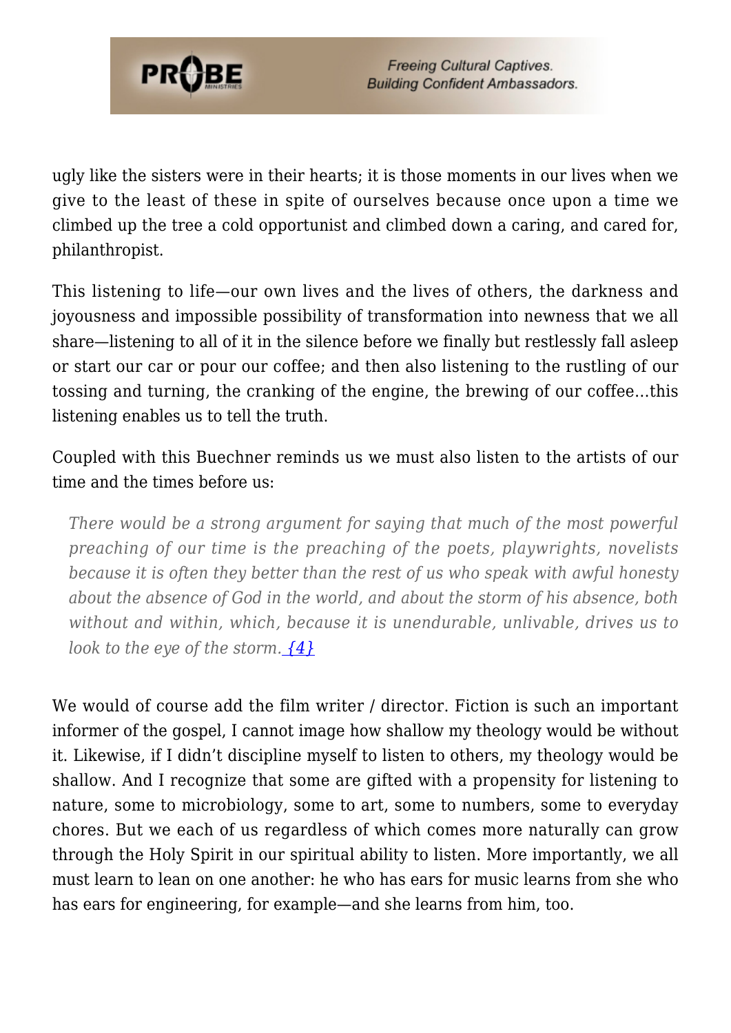ugly like the sisters were in their hearts; it is those moments in our lives when we give to the least of these in spite of ourselves because once upon a time we climbed up the tree a cold opportunist and climbed down a caring, and cared for, philanthropist.

This listening to life—our own lives and the lives of others, the darkness and joyousness and impossible possibility of transformation into newness that we all share—listening to all of it in the silence before we finally but restlessly fall asleep or start our car or pour our coffee; and then also listening to the rustling of our tossing and turning, the cranking of the engine, the brewing of our coffee…this listening enables us to tell the truth.

Coupled with this Buechner reminds us we must also listen to the artists of our time and the times before us:

> *There would be a strong argument for saying that much of the most powerful preaching of our time is the preaching of the poets, playwrights, novelists because it is often they better than the rest of us who speak with awful honesty about the absence of God in the world, and about the storm of his absence, both without and within, which, because it is unendurable, unlivable, drives us to look to the eye of the storm.* {4}

We would of course add the film writer / director. Fiction is such an important informer of the gospel, I cannot image how shallow my theology would be without it. Likewise, if I didn't discipline myself to listen to others, my theology would be shallow. And I recognize that some are gifted with a propensity for listening to nature, some to microbiology, some to art, some to numbers, some to everyday chores. But we each of us regardless of which comes more naturally can grow through the Holy Spirit in our spiritual ability to listen. More importantly, we all must learn to lean on one another: he who has ears for music learns from she who has ears for engineering, for example—and she learns from him, too.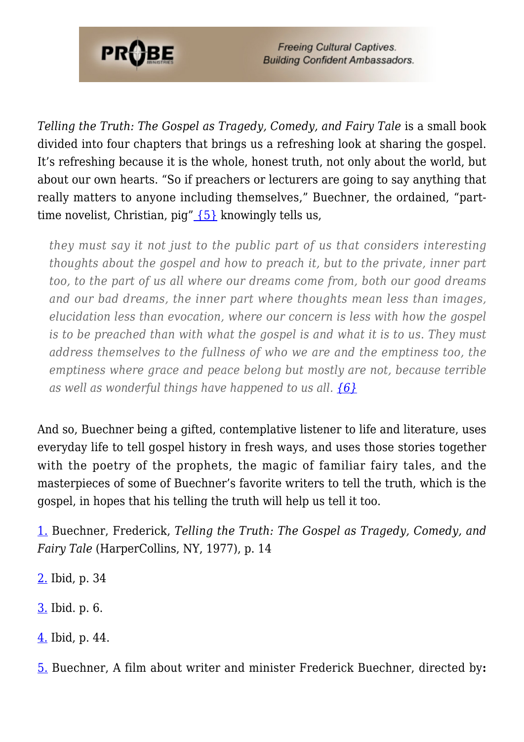*Telling the Truth: The Gospel as Tragedy, Comedy, and Fairy Tale* is a small book divided into four chapters that brings us a refreshing look at sharing the gospel. It's refreshing because it is the whole, honest truth, not only about the world, but about our own hearts. "So if preachers or lecturers are going to say anything that really matters to anyone including themselves," Buechner, the ordained, "part-time novelist, Christian, pig" {5} knowingly tells us,

> *they must say it not just to the public part of us that considers interesting thoughts about the gospel and how to preach it, but to the private, inner part too, to the part of us all where our dreams come from, both our good dreams and our bad dreams, the inner part where thoughts mean less than images, elucidation less than evocation, where our concern is less with how the gospel is to be preached than with what the gospel is and what it is to us. They must address themselves to the fullness of who we are and the emptiness too, the emptiness where grace and peace belong but mostly are not, because terrible as well as wonderful things have happened to us all.* {6}

And so, Buechner being a gifted, contemplative listener to life and literature, uses everyday life to tell gospel history in fresh ways, and uses those stories together with the poetry of the prophets, the magic of familiar fairy tales, and the masterpieces of some of Buechner's favorite writers to tell the truth, which is the gospel, in hopes that his telling the truth will help us tell it too.

1. Buechner, Frederick, *Telling the Truth: The Gospel as Tragedy, Comedy, and Fairy Tale* (HarperCollins, NY, 1977), p. 14

2. Ibid, p. 34

3. Ibid. p. 6.

4. Ibid, p. 44.

5. Buechner, A film about writer and minister Frederick Buechner, directed by**:**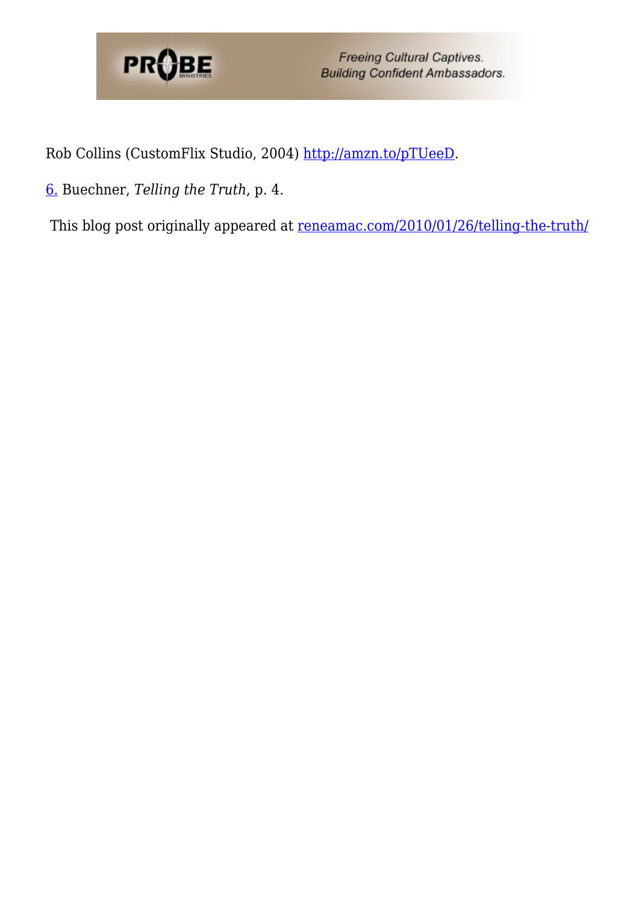Rob Collins (CustomFlix Studio, 2004) [http://amzn.to/pTUeeD](http://amzn.to/pTUeeD).

[6.](#) Buechner, *Telling the Truth*, p. 4.

This blog post originally appeared at [reneamac.com/2010/01/26/telling-the-truth/](http://reneamac.com/2010/01/26/telling-the-truth/)